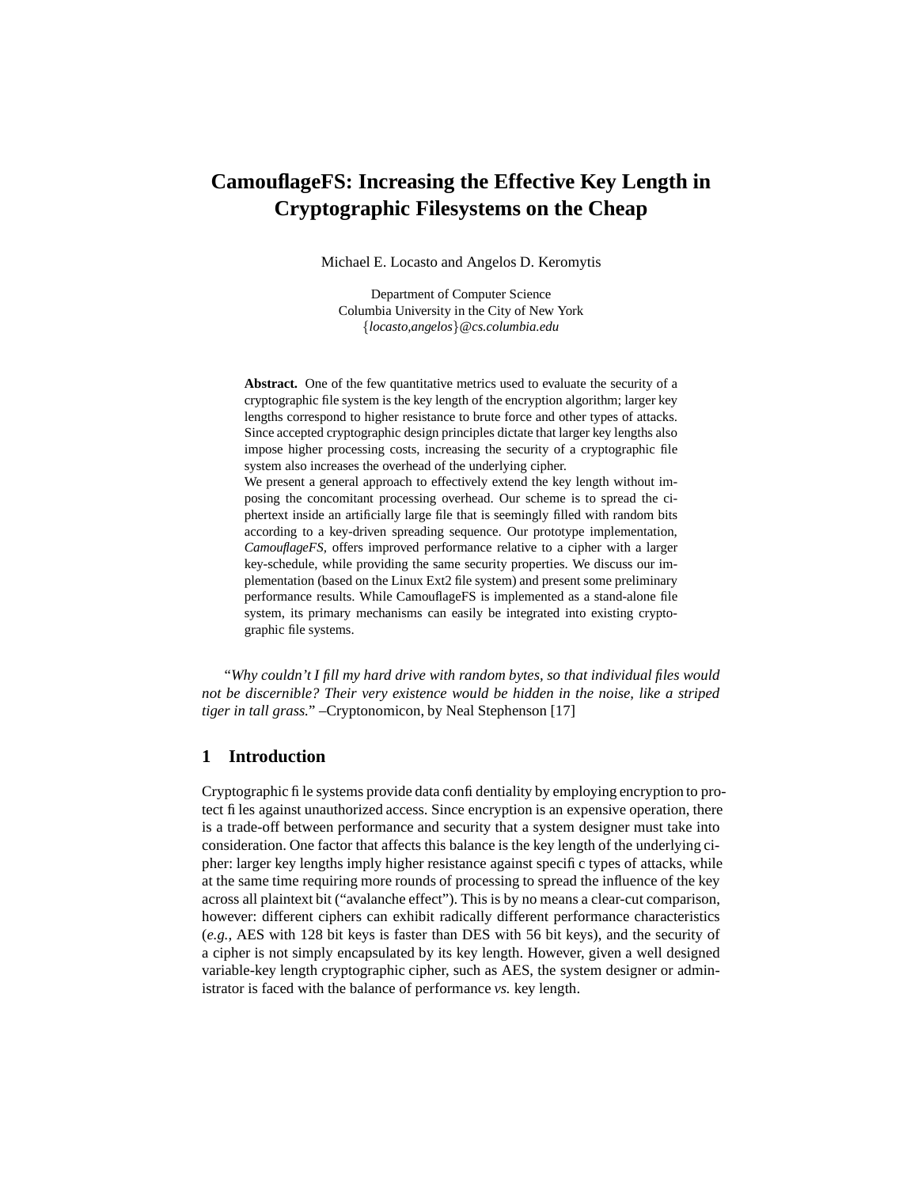# CamouflageFS: Increasing the Effective Key Length in Cryptographic Filesystems on the Cheap

Michael E. Locasto and Angelos D. Keromytis

Department of Computer Science
Columbia University in the City of New York
{*locasto,angelos*}*@cs.columbia.edu*

**Abstract.** One of the few quantitative metrics used to evaluate the security of a cryptographic file system is the key length of the encryption algorithm; larger key lengths correspond to higher resistance to brute force and other types of attacks. Since accepted cryptographic design principles dictate that larger key lengths also impose higher processing costs, increasing the security of a cryptographic file system also increases the overhead of the underlying cipher.
We present a general approach to effectively extend the key length without imposing the concomitant processing overhead. Our scheme is to spread the ciphertext inside an artificially large file that is seemingly filled with random bits according to a key-driven spreading sequence. Our prototype implementation, *CamouflageFS*, offers improved performance relative to a cipher with a larger key-schedule, while providing the same security properties. We discuss our implementation (based on the Linux Ext2 file system) and present some preliminary performance results. While CamouflageFS is implemented as a stand-alone file system, its primary mechanisms can easily be integrated into existing cryptographic file systems.

"*Why couldn't I fill my hard drive with random bytes, so that individual files would not be discernible? Their very existence would be hidden in the noise, like a striped tiger in tall grass.*" –Cryptonomicon, by Neal Stephenson [17]

## 1 Introduction

Cryptographic file systems provide data confidentiality by employing encryption to protect files against unauthorized access. Since encryption is an expensive operation, there is a trade-off between performance and security that a system designer must take into consideration. One factor that affects this balance is the key length of the underlying cipher: larger key lengths imply higher resistance against specific types of attacks, while at the same time requiring more rounds of processing to spread the influence of the key across all plaintext bit ("avalanche effect"). This is by no means a clear-cut comparison, however: different ciphers can exhibit radically different performance characteristics (*e.g.,* AES with 128 bit keys is faster than DES with 56 bit keys), and the security of a cipher is not simply encapsulated by its key length. However, given a well designed variable-key length cryptographic cipher, such as AES, the system designer or administrator is faced with the balance of performance *vs.* key length.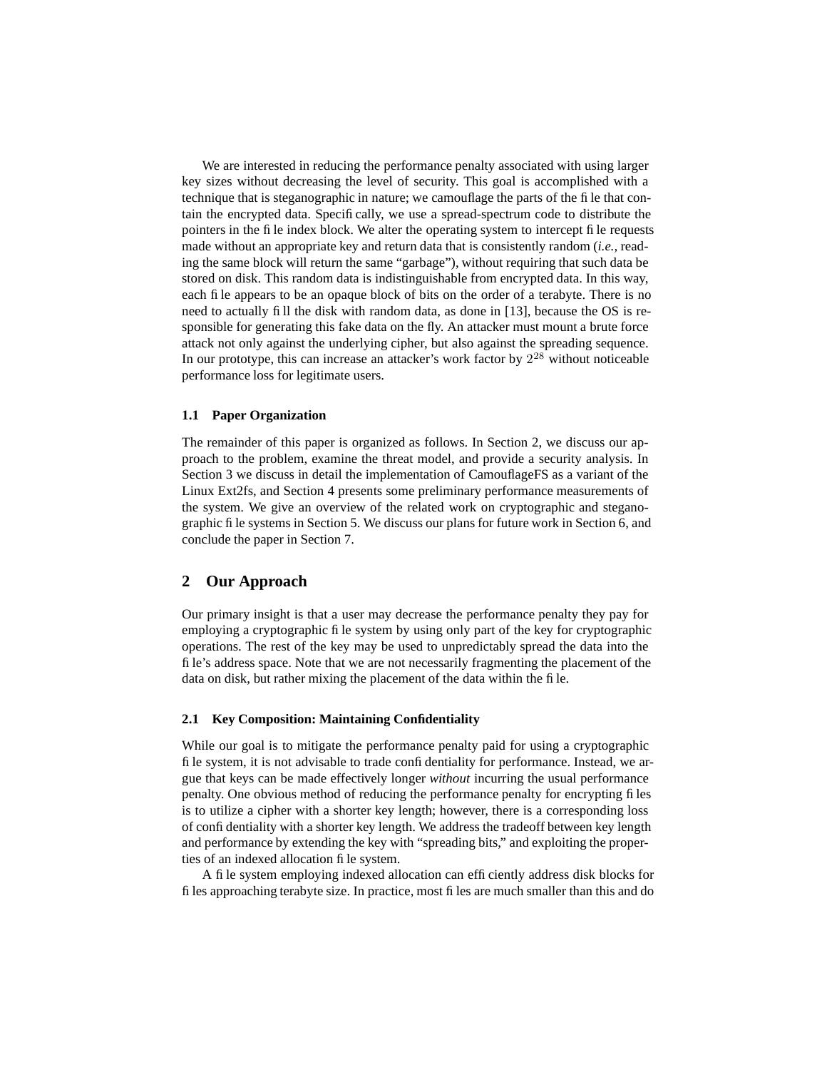We are interested in reducing the performance penalty associated with using larger key sizes without decreasing the level of security. This goal is accomplished with a technique that is steganographic in nature; we camouflage the parts of the file that contain the encrypted data. Specifically, we use a spread-spectrum code to distribute the pointers in the file index block. We alter the operating system to intercept file requests made without an appropriate key and return data that is consistently random (*i.e.,* reading the same block will return the same "garbage"), without requiring that such data be stored on disk. This random data is indistinguishable from encrypted data. In this way, each file appears to be an opaque block of bits on the order of a terabyte. There is no need to actually fill the disk with random data, as done in [13], because the OS is responsible for generating this fake data on the fly. An attacker must mount a brute force attack not only against the underlying cipher, but also against the spreading sequence. In our prototype, this can increase an attacker's work factor by $2^{28}$ without noticeable performance loss for legitimate users.

### 1.1 Paper Organization

The remainder of this paper is organized as follows. In Section 2, we discuss our approach to the problem, examine the threat model, and provide a security analysis. In Section 3 we discuss in detail the implementation of CamouflageFS as a variant of the Linux Ext2fs, and Section 4 presents some preliminary performance measurements of the system. We give an overview of the related work on cryptographic and steganographic file systems in Section 5. We discuss our plans for future work in Section 6, and conclude the paper in Section 7.

## 2 Our Approach

Our primary insight is that a user may decrease the performance penalty they pay for employing a cryptographic file system by using only part of the key for cryptographic operations. The rest of the key may be used to unpredictably spread the data into the file's address space. Note that we are not necessarily fragmenting the placement of the data on disk, but rather mixing the placement of the data within the file.

### 2.1 Key Composition: Maintaining Confidentiality

While our goal is to mitigate the performance penalty paid for using a cryptographic file system, it is not advisable to trade confidentiality for performance. Instead, we argue that keys can be made effectively longer *without* incurring the usual performance penalty. One obvious method of reducing the performance penalty for encrypting files is to utilize a cipher with a shorter key length; however, there is a corresponding loss of confidentiality with a shorter key length. We address the tradeoff between key length and performance by extending the key with "spreading bits," and exploiting the properties of an indexed allocation file system.

A file system employing indexed allocation can efficiently address disk blocks for files approaching terabyte size. In practice, most files are much smaller than this and do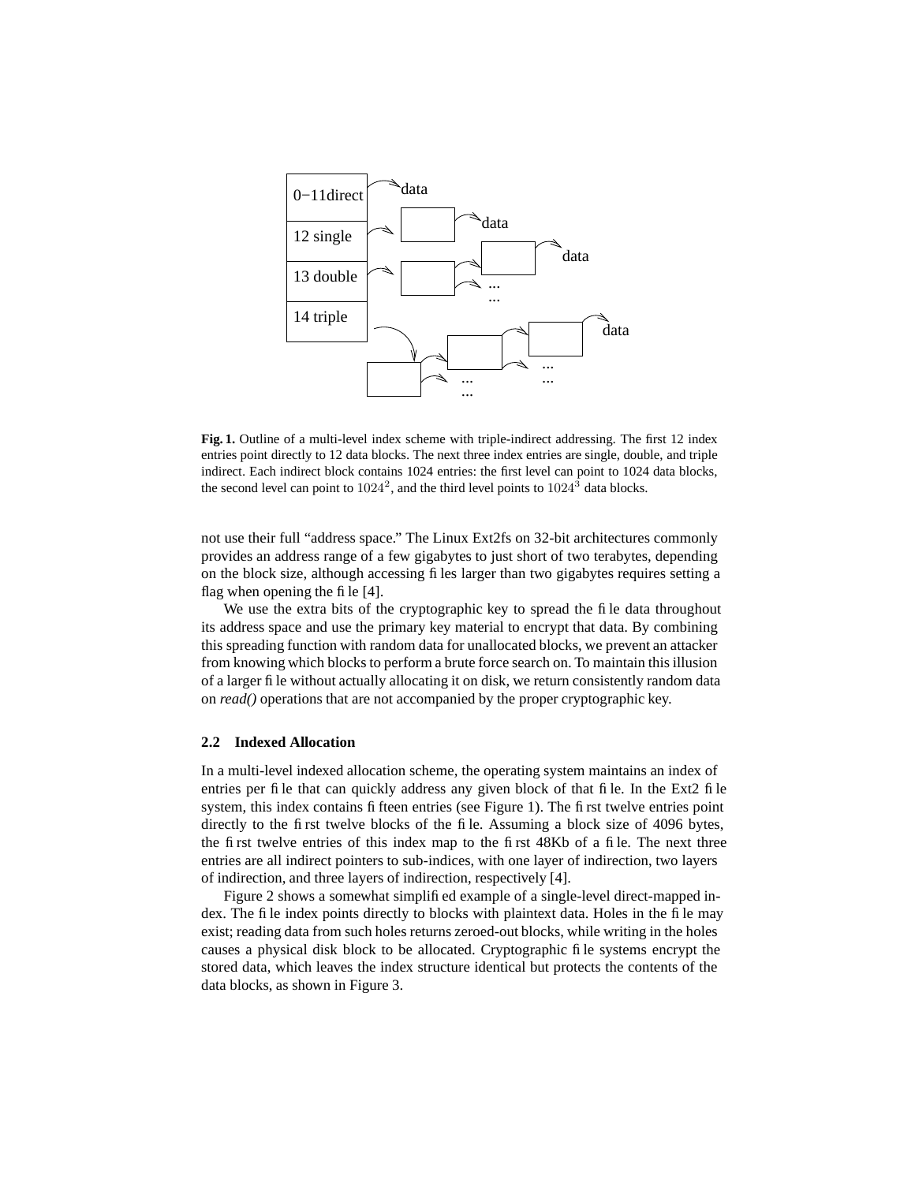**Fig. 1.** Outline of a multi-level index scheme with triple-indirect addressing. The first 12 index entries point directly to 12 data blocks. The next three index entries are single, double, and triple indirect. Each indirect block contains 1024 entries: the first level can point to 1024 data blocks, the second level can point to $1024^2$, and the third level points to $1024^3$ data blocks.

not use their full "address space." The Linux Ext2fs on 32-bit architectures commonly provides an address range of a few gigabytes to just short of two terabytes, depending on the block size, although accessing files larger than two gigabytes requires setting a flag when opening the file [4].

We use the extra bits of the cryptographic key to spread the file data throughout its address space and use the primary key material to encrypt that data. By combining this spreading function with random data for unallocated blocks, we prevent an attacker from knowing which blocks to perform a brute force search on. To maintain this illusion of a larger file without actually allocating it on disk, we return consistently random data on *read()* operations that are not accompanied by the proper cryptographic key.

### 2.2 Indexed Allocation

In a multi-level indexed allocation scheme, the operating system maintains an index of entries per file that can quickly address any given block of that file. In the Ext2 file system, this index contains fifteen entries (see Figure 1). The first twelve entries point directly to the first twelve blocks of the file. Assuming a block size of 4096 bytes, the first twelve entries of this index map to the first 48Kb of a file. The next three entries are all indirect pointers to sub-indices, with one layer of indirection, two layers of indirection, and three layers of indirection, respectively [4].

Figure 2 shows a somewhat simplified example of a single-level direct-mapped index. The file index points directly to blocks with plaintext data. Holes in the file may exist; reading data from such holes returns zeroed-out blocks, while writing in the holes causes a physical disk block to be allocated. Cryptographic file systems encrypt the stored data, which leaves the index structure identical but protects the contents of the data blocks, as shown in Figure 3.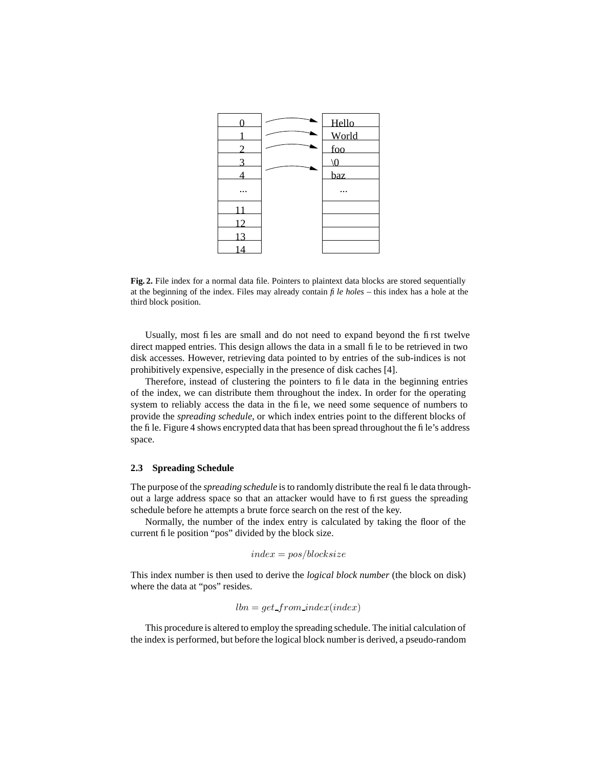| 0 | | Hello |
| --- | --- | --- |
| 1 | | World |
| 2 | | foo |
| 3 | | \0 |
| 4 | | baz |
| ... | | ... |
| 11 | | |
| 12 | | |
| 13 | | |
| 14 | | |

**Fig. 2.** File index for a normal data file. Pointers to plaintext data blocks are stored sequentially at the beginning of the index. Files may already contain *file holes* – this index has a hole at the third block position.

Usually, most files are small and do not need to expand beyond the first twelve direct mapped entries. This design allows the data in a small file to be retrieved in two disk accesses. However, retrieving data pointed to by entries of the sub-indices is not prohibitively expensive, especially in the presence of disk caches [4].

Therefore, instead of clustering the pointers to file data in the beginning entries of the index, we can distribute them throughout the index. In order for the operating system to reliably access the data in the file, we need some sequence of numbers to provide the *spreading schedule*, or which index entries point to the different blocks of the file. Figure 4 shows encrypted data that has been spread throughout the file's address space.

### 2.3 Spreading Schedule

The purpose of the *spreading schedule* is to randomly distribute the real file data throughout a large address space so that an attacker would have to first guess the spreading schedule before he attempts a brute force search on the rest of the key.

Normally, the number of the index entry is calculated by taking the floor of the current file position "pos" divided by the block size.

$$index = pos/blocksize$$

This index number is then used to derive the *logical block number* (the block on disk) where the data at "pos" resides.

$$lbn = get\_from\_index(index)$$

This procedure is altered to employ the spreading schedule. The initial calculation of the index is performed, but before the logical block number is derived, a pseudo-random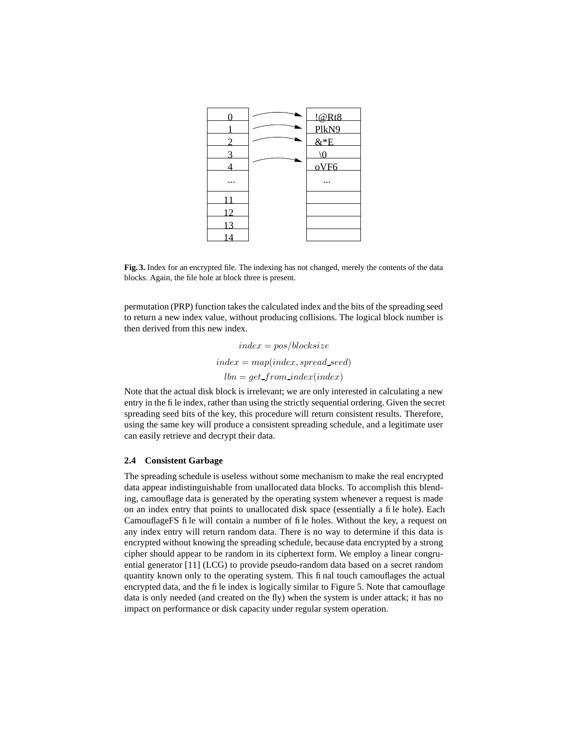| | | |
|---|---|---|
| 0 | → | !@Rt8 |
| 1 | → | PlkN9 |
| 2 | → | &*E |
| 3 | | \0 |
| 4 | → | oVF6 |
| ... | | ... |
| 11 | | |
| 12 | | |
| 13 | | |
| 14 | | |

**Fig. 3.** Index for an encrypted file. The indexing has not changed, merely the contents of the data blocks. Again, the file hole at block three is present.

permutation (PRP) function takes the calculated index and the bits of the spreading seed to return a new index value, without producing collisions. The logical block number is then derived from this new index.

$$index = pos/blocksize$$

$$index = map(index, spread\_seed)$$

$$lbn = get\_from\_index(index)$$

Note that the actual disk block is irrelevant; we are only interested in calculating a new entry in the file index, rather than using the strictly sequential ordering. Given the secret spreading seed bits of the key, this procedure will return consistent results. Therefore, using the same key will produce a consistent spreading schedule, and a legitimate user can easily retrieve and decrypt their data.

### 2.4 Consistent Garbage

The spreading schedule is useless without some mechanism to make the real encrypted data appear indistinguishable from unallocated data blocks. To accomplish this blending, camouflage data is generated by the operating system whenever a request is made on an index entry that points to unallocated disk space (essentially a file hole). Each CamouflageFS file will contain a number of file holes. Without the key, a request on any index entry will return random data. There is no way to determine if this data is encrypted without knowing the spreading schedule, because data encrypted by a strong cipher should appear to be random in its ciphertext form. We employ a linear congruential generator [11] (LCG) to provide pseudo-random data based on a secret random quantity known only to the operating system. This final touch camouflages the actual encrypted data, and the file index is logically similar to Figure 5. Note that camouflage data is only needed (and created on the fly) when the system is under attack; it has no impact on performance or disk capacity under regular system operation.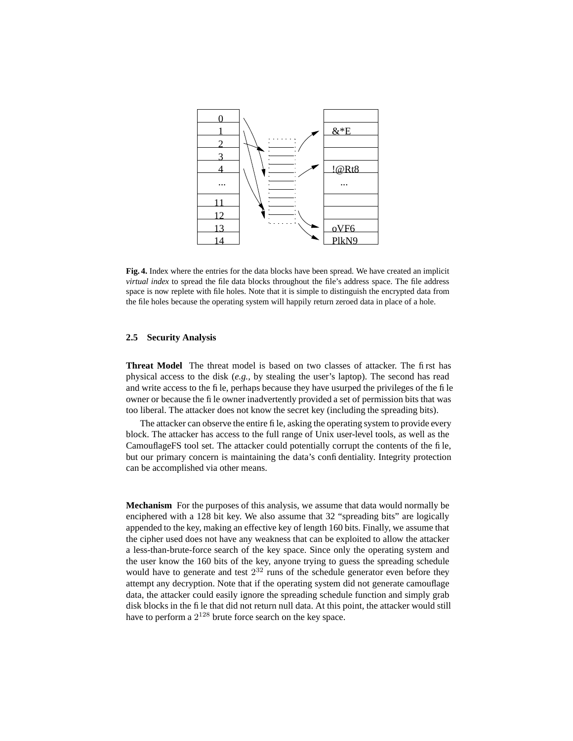0
1
2
3
4
...
11
12
13
14

&*E
!@Rt8
...
oVF6
PlkN9

**Fig. 4.** Index where the entries for the data blocks have been spread. We have created an implicit *virtual index* to spread the file data blocks throughout the file's address space. The file address space is now replete with file holes. Note that it is simple to distinguish the encrypted data from the file holes because the operating system will happily return zeroed data in place of a hole.

### 2.5 Security Analysis

**Threat Model** The threat model is based on two classes of attacker. The first has physical access to the disk (*e.g.,* by stealing the user's laptop). The second has read and write access to the file, perhaps because they have usurped the privileges of the file owner or because the file owner inadvertently provided a set of permission bits that was too liberal. The attacker does not know the secret key (including the spreading bits).

The attacker can observe the entire file, asking the operating system to provide every block. The attacker has access to the full range of Unix user-level tools, as well as the CamouflageFS tool set. The attacker could potentially corrupt the contents of the file, but our primary concern is maintaining the data's confidentiality. Integrity protection can be accomplished via other means.

**Mechanism** For the purposes of this analysis, we assume that data would normally be enciphered with a 128 bit key. We also assume that 32 "spreading bits" are logically appended to the key, making an effective key of length 160 bits. Finally, we assume that the cipher used does not have any weakness that can be exploited to allow the attacker a less-than-brute-force search of the key space. Since only the operating system and the user know the 160 bits of the key, anyone trying to guess the spreading schedule would have to generate and test $2^{32}$ runs of the schedule generator even before they attempt any decryption. Note that if the operating system did not generate camouflage data, the attacker could easily ignore the spreading schedule function and simply grab disk blocks in the file that did not return null data. At this point, the attacker would still have to perform a $2^{128}$ brute force search on the key space.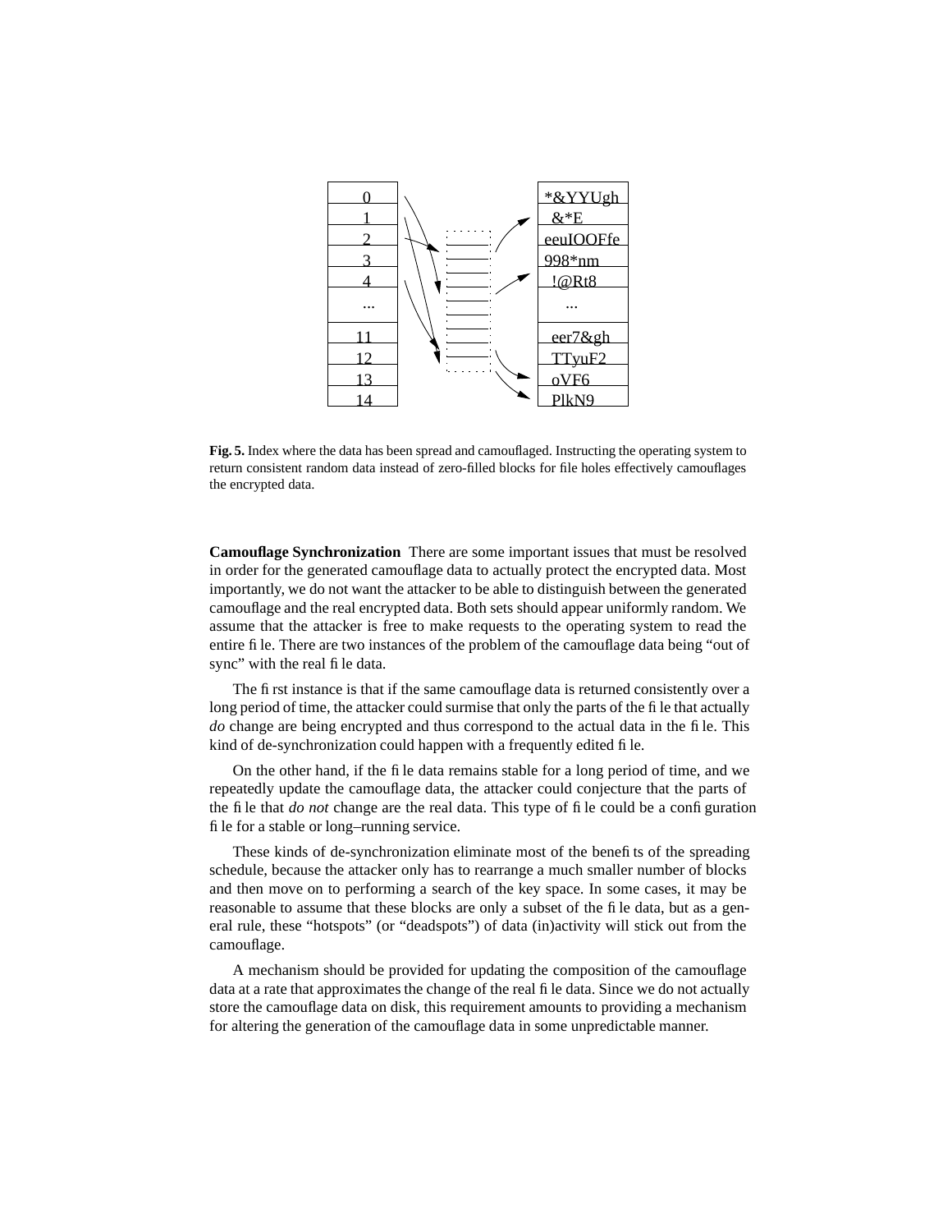0
1
2
3
4
...
11
12
13
14

*&YYUgh
&*E
eeuIOOFfe
998*nm
!@Rt8
...
eer7&gh
TTyuF2
oVF6
PlkN9

**Fig. 5.** Index where the data has been spread and camouflaged. Instructing the operating system to return consistent random data instead of zero-filled blocks for file holes effectively camouflages the encrypted data.

**Camouflage Synchronization** There are some important issues that must be resolved in order for the generated camouflage data to actually protect the encrypted data. Most importantly, we do not want the attacker to be able to distinguish between the generated camouflage and the real encrypted data. Both sets should appear uniformly random. We assume that the attacker is free to make requests to the operating system to read the entire file. There are two instances of the problem of the camouflage data being "out of sync" with the real file data.

The first instance is that if the same camouflage data is returned consistently over a long period of time, the attacker could surmise that only the parts of the file that actually *do* change are being encrypted and thus correspond to the actual data in the file. This kind of de-synchronization could happen with a frequently edited file.

On the other hand, if the file data remains stable for a long period of time, and we repeatedly update the camouflage data, the attacker could conjecture that the parts of the file that *do not* change are the real data. This type of file could be a configuration file for a stable or long–running service.

These kinds of de-synchronization eliminate most of the benefits of the spreading schedule, because the attacker only has to rearrange a much smaller number of blocks and then move on to performing a search of the key space. In some cases, it may be reasonable to assume that these blocks are only a subset of the file data, but as a general rule, these "hotspots" (or "deadspots") of data (in)activity will stick out from the camouflage.

A mechanism should be provided for updating the composition of the camouflage data at a rate that approximates the change of the real file data. Since we do not actually store the camouflage data on disk, this requirement amounts to providing a mechanism for altering the generation of the camouflage data in some unpredictable manner.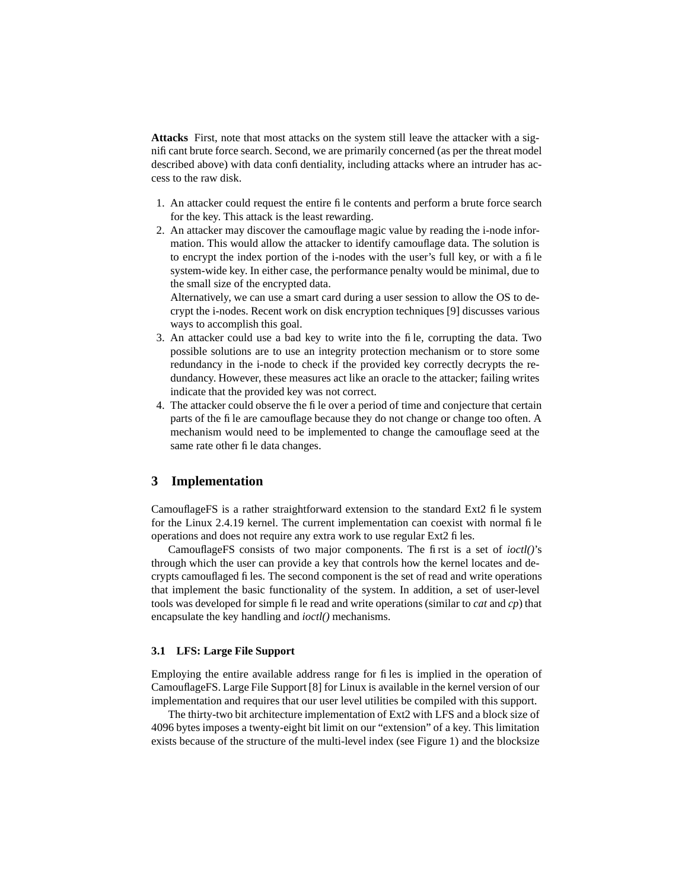**Attacks** First, note that most attacks on the system still leave the attacker with a significant brute force search. Second, we are primarily concerned (as per the threat model described above) with data confidentiality, including attacks where an intruder has access to the raw disk.

1. An attacker could request the entire file contents and perform a brute force search for the key. This attack is the least rewarding.
2. An attacker may discover the camouflage magic value by reading the i-node information. This would allow the attacker to identify camouflage data. The solution is to encrypt the index portion of the i-nodes with the user's full key, or with a file system-wide key. In either case, the performance penalty would be minimal, due to the small size of the encrypted data.
   Alternatively, we can use a smart card during a user session to allow the OS to decrypt the i-nodes. Recent work on disk encryption techniques [9] discusses various ways to accomplish this goal.
3. An attacker could use a bad key to write into the file, corrupting the data. Two possible solutions are to use an integrity protection mechanism or to store some redundancy in the i-node to check if the provided key correctly decrypts the redundancy. However, these measures act like an oracle to the attacker; failing writes indicate that the provided key was not correct.
4. The attacker could observe the file over a period of time and conjecture that certain parts of the file are camouflage because they do not change or change too often. A mechanism would need to be implemented to change the camouflage seed at the same rate other file data changes.

## 3 Implementation

CamouflageFS is a rather straightforward extension to the standard Ext2 file system for the Linux 2.4.19 kernel. The current implementation can coexist with normal file operations and does not require any extra work to use regular Ext2 files.

CamouflageFS consists of two major components. The first is a set of *ioctl()*'s through which the user can provide a key that controls how the kernel locates and decrypts camouflaged files. The second component is the set of read and write operations that implement the basic functionality of the system. In addition, a set of user-level tools was developed for simple file read and write operations (similar to *cat* and *cp*) that encapsulate the key handling and *ioctl()* mechanisms.

### 3.1 LFS: Large File Support

Employing the entire available address range for files is implied in the operation of CamouflageFS. Large File Support [8] for Linux is available in the kernel version of our implementation and requires that our user level utilities be compiled with this support.

The thirty-two bit architecture implementation of Ext2 with LFS and a block size of 4096 bytes imposes a twenty-eight bit limit on our "extension" of a key. This limitation exists because of the structure of the multi-level index (see Figure 1) and the blocksize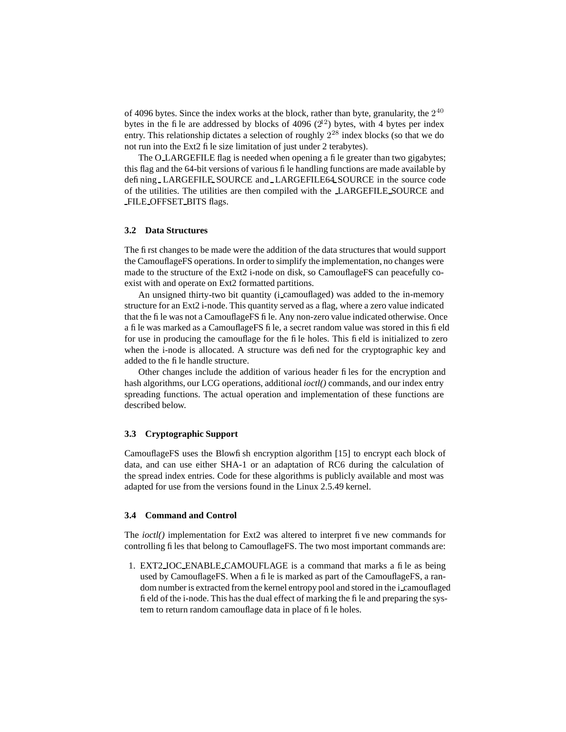of 4096 bytes. Since the index works at the block, rather than byte, granularity, the $2^{40}$ bytes in the file are addressed by blocks of 4096 ($2^{12}$) bytes, with 4 bytes per index entry. This relationship dictates a selection of roughly $2^{28}$ index blocks (so that we do not run into the Ext2 file size limitation of just under 2 terabytes).

The O_LARGEFILE flag is needed when opening a file greater than two gigabytes; this flag and the 64-bit versions of various file handling functions are made available by defining _LARGEFILE_SOURCE and _LARGEFILE64_SOURCE in the source code of the utilities. The utilities are then compiled with the _LARGEFILE_SOURCE and _FILE_OFFSET_BITS flags.

### 3.2 Data Structures

The first changes to be made were the addition of the data structures that would support the CamouflageFS operations. In order to simplify the implementation, no changes were made to the structure of the Ext2 i-node on disk, so CamouflageFS can peacefully coexist with and operate on Ext2 formatted partitions.

An unsigned thirty-two bit quantity (i_camouflaged) was added to the in-memory structure for an Ext2 i-node. This quantity served as a flag, where a zero value indicated that the file was not a CamouflageFS file. Any non-zero value indicated otherwise. Once a file was marked as a CamouflageFS file, a secret random value was stored in this field for use in producing the camouflage for the file holes. This field is initialized to zero when the i-node is allocated. A structure was defined for the cryptographic key and added to the file handle structure.

Other changes include the addition of various header files for the encryption and hash algorithms, our LCG operations, additional *ioctl()* commands, and our index entry spreading functions. The actual operation and implementation of these functions are described below.

### 3.3 Cryptographic Support

CamouflageFS uses the Blowfish encryption algorithm [15] to encrypt each block of data, and can use either SHA-1 or an adaptation of RC6 during the calculation of the spread index entries. Code for these algorithms is publicly available and most was adapted for use from the versions found in the Linux 2.5.49 kernel.

### 3.4 Command and Control

The *ioctl()* implementation for Ext2 was altered to interpret five new commands for controlling files that belong to CamouflageFS. The two most important commands are:

1. EXT2_IOC_ENABLE_CAMOUFLAGE is a command that marks a file as being used by CamouflageFS. When a file is marked as part of the CamouflageFS, a random number is extracted from the kernel entropy pool and stored in the i_camouflaged field of the i-node. This has the dual effect of marking the file and preparing the system to return random camouflage data in place of file holes.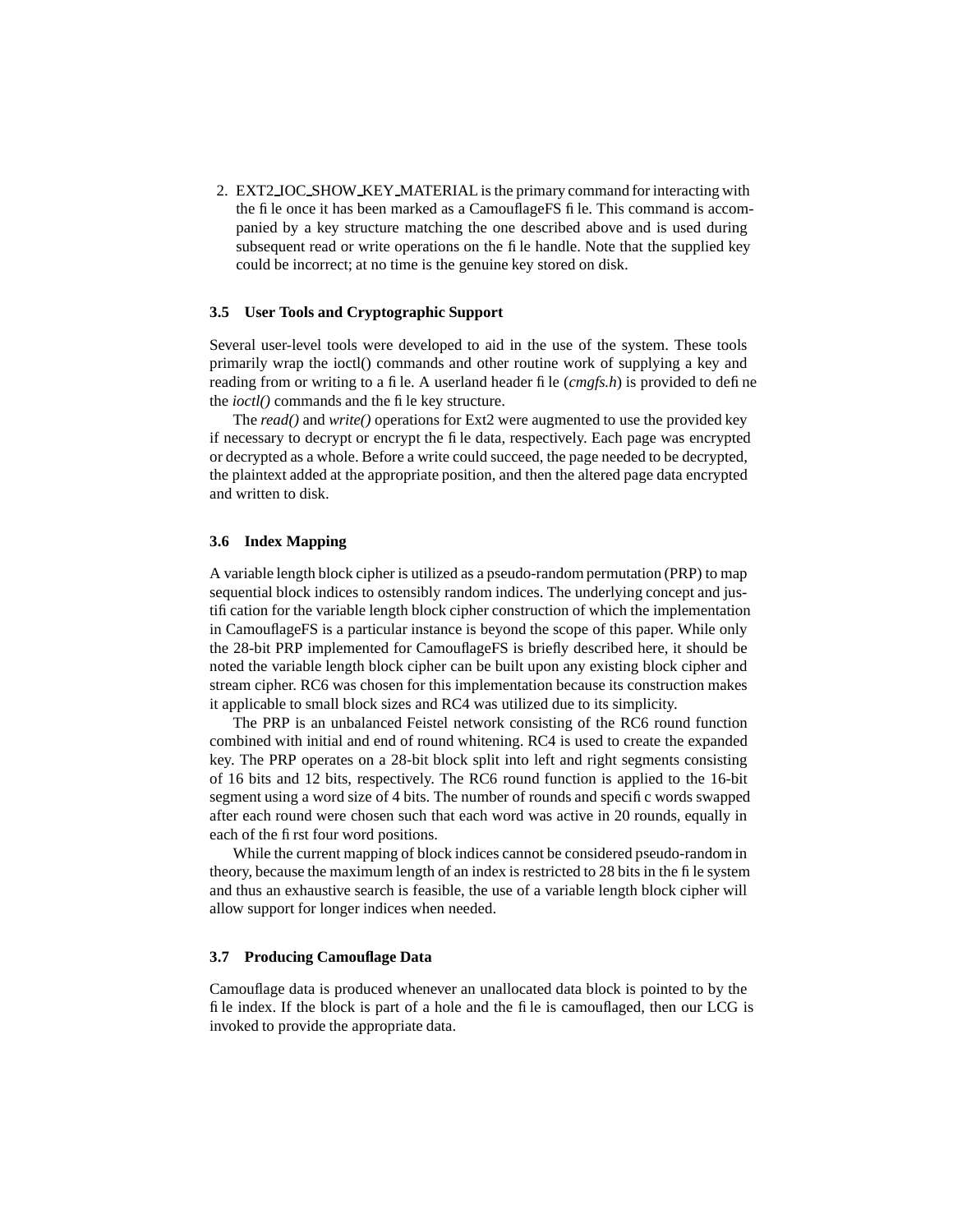2. EXT2_IOC_SHOW_KEY_MATERIAL is the primary command for interacting with the file once it has been marked as a CamouflageFS file. This command is accompanied by a key structure matching the one described above and is used during subsequent read or write operations on the file handle. Note that the supplied key could be incorrect; at no time is the genuine key stored on disk.

### 3.5 User Tools and Cryptographic Support

Several user-level tools were developed to aid in the use of the system. These tools primarily wrap the ioctl() commands and other routine work of supplying a key and reading from or writing to a file. A userland header file (*cmgfs.h*) is provided to define the *ioctl()* commands and the file key structure.

The *read()* and *write()* operations for Ext2 were augmented to use the provided key if necessary to decrypt or encrypt the file data, respectively. Each page was encrypted or decrypted as a whole. Before a write could succeed, the page needed to be decrypted, the plaintext added at the appropriate position, and then the altered page data encrypted and written to disk.

### 3.6 Index Mapping

A variable length block cipher is utilized as a pseudo-random permutation (PRP) to map sequential block indices to ostensibly random indices. The underlying concept and justification for the variable length block cipher construction of which the implementation in CamouflageFS is a particular instance is beyond the scope of this paper. While only the 28-bit PRP implemented for CamouflageFS is briefly described here, it should be noted the variable length block cipher can be built upon any existing block cipher and stream cipher. RC6 was chosen for this implementation because its construction makes it applicable to small block sizes and RC4 was utilized due to its simplicity.

The PRP is an unbalanced Feistel network consisting of the RC6 round function combined with initial and end of round whitening. RC4 is used to create the expanded key. The PRP operates on a 28-bit block split into left and right segments consisting of 16 bits and 12 bits, respectively. The RC6 round function is applied to the 16-bit segment using a word size of 4 bits. The number of rounds and specific words swapped after each round were chosen such that each word was active in 20 rounds, equally in each of the first four word positions.

While the current mapping of block indices cannot be considered pseudo-random in theory, because the maximum length of an index is restricted to 28 bits in the file system and thus an exhaustive search is feasible, the use of a variable length block cipher will allow support for longer indices when needed.

### 3.7 Producing Camouflage Data

Camouflage data is produced whenever an unallocated data block is pointed to by the file index. If the block is part of a hole and the file is camouflaged, then our LCG is invoked to provide the appropriate data.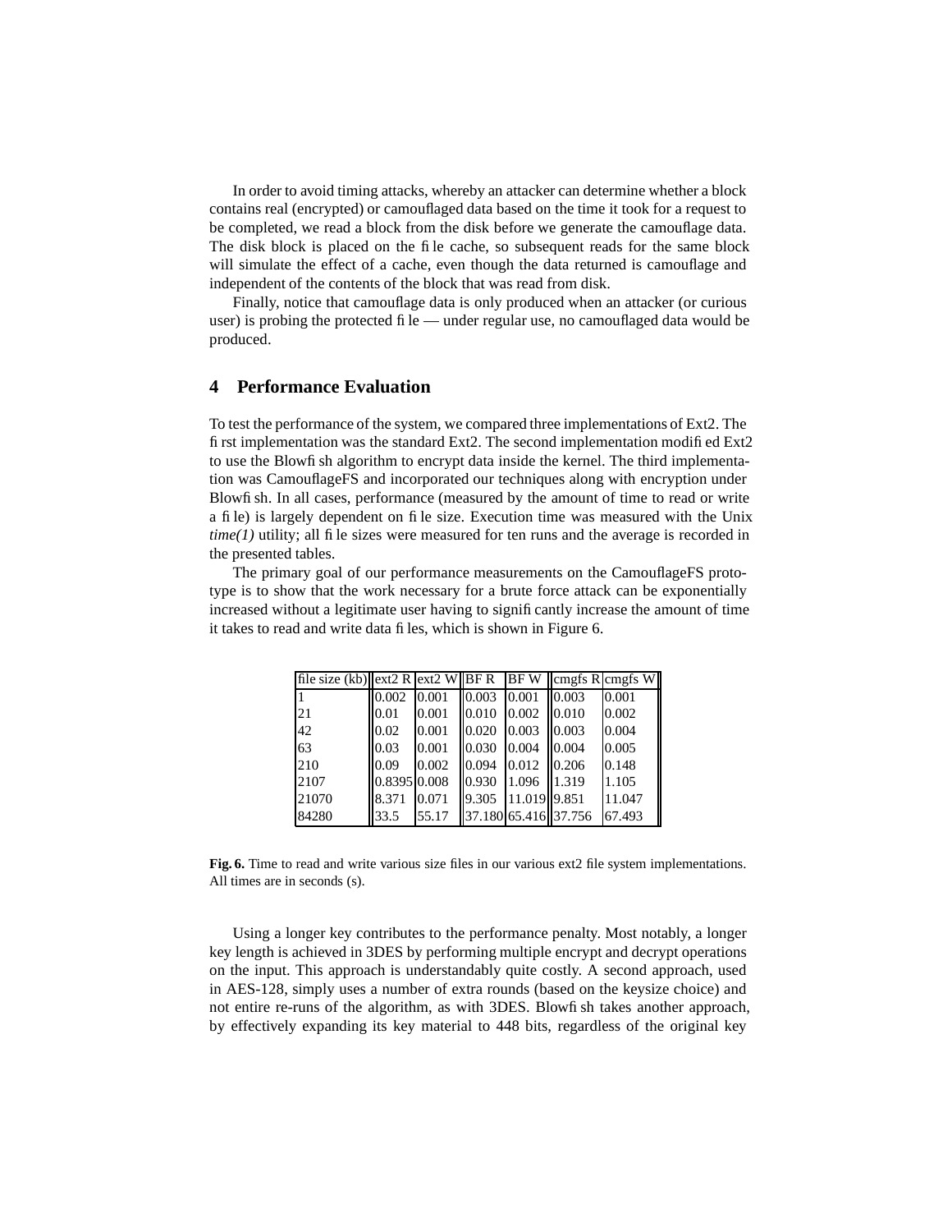In order to avoid timing attacks, whereby an attacker can determine whether a block contains real (encrypted) or camouflaged data based on the time it took for a request to be completed, we read a block from the disk before we generate the camouflage data. The disk block is placed on the file cache, so subsequent reads for the same block will simulate the effect of a cache, even though the data returned is camouflage and independent of the contents of the block that was read from disk.

Finally, notice that camouflage data is only produced when an attacker (or curious user) is probing the protected file — under regular use, no camouflaged data would be produced.

## 4 Performance Evaluation

To test the performance of the system, we compared three implementations of Ext2. The first implementation was the standard Ext2. The second implementation modified Ext2 to use the Blowfish algorithm to encrypt data inside the kernel. The third implementation was CamouflageFS and incorporated our techniques along with encryption under Blowfish. In all cases, performance (measured by the amount of time to read or write a file) is largely dependent on file size. Execution time was measured with the Unix *time(1)* utility; all file sizes were measured for ten runs and the average is recorded in the presented tables.

The primary goal of our performance measurements on the CamouflageFS prototype is to show that the work necessary for a brute force attack can be exponentially increased without a legitimate user having to significantly increase the amount of time it takes to read and write data files, which is shown in Figure 6.

| file size (kb) | ext2 R | ext2 W | BF R | BF W | cmgfs R | cmgfs W |
|---|---|---|---|---|---|---|
| 1 | 0.002 | 0.001 | 0.003 | 0.001 | 0.003 | 0.001 |
| 21 | 0.01 | 0.001 | 0.010 | 0.002 | 0.010 | 0.002 |
| 42 | 0.02 | 0.001 | 0.020 | 0.003 | 0.003 | 0.004 |
| 63 | 0.03 | 0.001 | 0.030 | 0.004 | 0.004 | 0.005 |
| 210 | 0.09 | 0.002 | 0.094 | 0.012 | 0.206 | 0.148 |
| 2107 | 0.8395 | 0.008 | 0.930 | 1.096 | 1.319 | 1.105 |
| 21070 | 8.371 | 0.071 | 9.305 | 11.019 | 9.851 | 11.047 |
| 84280 | 33.5 | 55.17 | 37.180 | 65.416 | 37.756 | 67.493 |

**Fig. 6.** Time to read and write various size files in our various ext2 file system implementations. All times are in seconds (s).

Using a longer key contributes to the performance penalty. Most notably, a longer key length is achieved in 3DES by performing multiple encrypt and decrypt operations on the input. This approach is understandably quite costly. A second approach, used in AES-128, simply uses a number of extra rounds (based on the keysize choice) and not entire re-runs of the algorithm, as with 3DES. Blowfish takes another approach, by effectively expanding its key material to 448 bits, regardless of the original key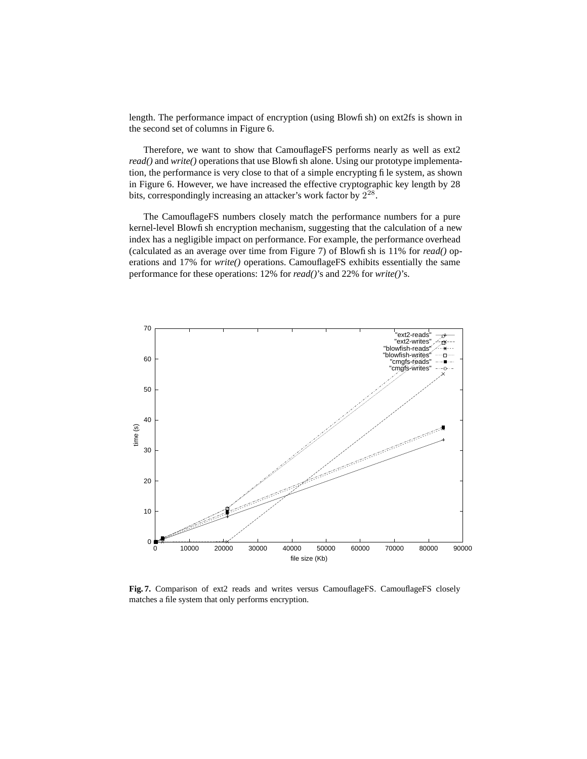length. The performance impact of encryption (using Blowfish) on ext2fs is shown in the second set of columns in Figure 6.

Therefore, we want to show that CamouflageFS performs nearly as well as ext2 *read()* and *write()* operations that use Blowfish alone. Using our prototype implementation, the performance is very close to that of a simple encrypting file system, as shown in Figure 6. However, we have increased the effective cryptographic key length by 28 bits, correspondingly increasing an attacker's work factor by $2^{28}$.

The CamouflageFS numbers closely match the performance numbers for a pure kernel-level Blowfish encryption mechanism, suggesting that the calculation of a new index has a negligible impact on performance. For example, the performance overhead (calculated as an average over time from Figure 7) of Blowfish is 11% for *read()* operations and 17% for *write()* operations. CamouflageFS exhibits essentially the same performance for these operations: 12% for *read()*'s and 22% for *write()*'s.

**Fig. 7.** Comparison of ext2 reads and writes versus CamouflageFS. CamouflageFS closely matches a file system that only performs encryption.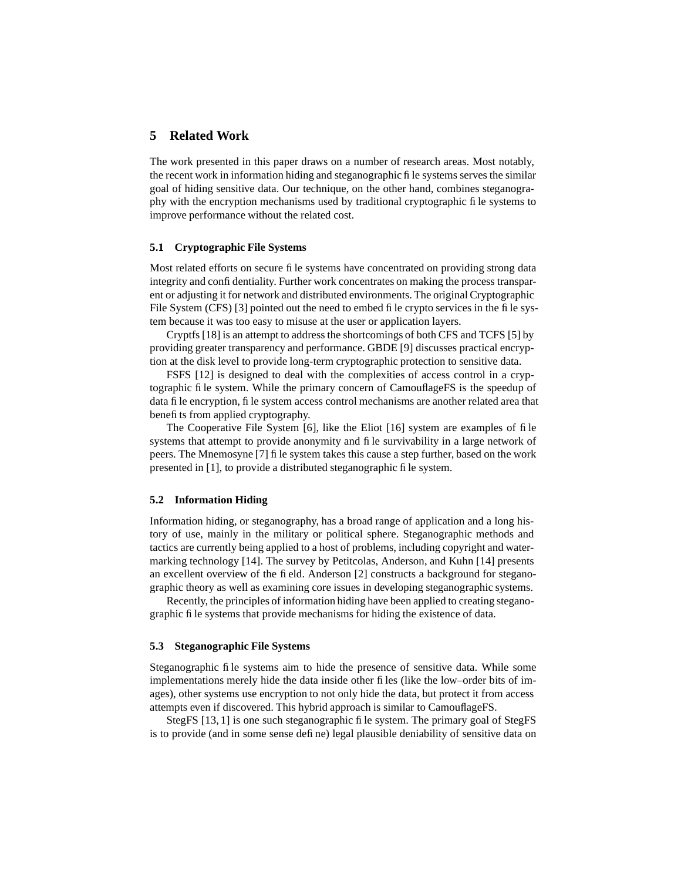## 5 Related Work

The work presented in this paper draws on a number of research areas. Most notably, the recent work in information hiding and steganographic file systems serves the similar goal of hiding sensitive data. Our technique, on the other hand, combines steganography with the encryption mechanisms used by traditional cryptographic file systems to improve performance without the related cost.

### 5.1 Cryptographic File Systems

Most related efforts on secure file systems have concentrated on providing strong data integrity and confidentiality. Further work concentrates on making the process transparent or adjusting it for network and distributed environments. The original Cryptographic File System (CFS) [3] pointed out the need to embed file crypto services in the file system because it was too easy to misuse at the user or application layers.

Cryptfs [18] is an attempt to address the shortcomings of both CFS and TCFS [5] by providing greater transparency and performance. GBDE [9] discusses practical encryption at the disk level to provide long-term cryptographic protection to sensitive data.

FSFS [12] is designed to deal with the complexities of access control in a cryptographic file system. While the primary concern of CamouflageFS is the speedup of data file encryption, file system access control mechanisms are another related area that benefits from applied cryptography.

The Cooperative File System [6], like the Eliot [16] system are examples of file systems that attempt to provide anonymity and file survivability in a large network of peers. The Mnemosyne [7] file system takes this cause a step further, based on the work presented in [1], to provide a distributed steganographic file system.

### 5.2 Information Hiding

Information hiding, or steganography, has a broad range of application and a long history of use, mainly in the military or political sphere. Steganographic methods and tactics are currently being applied to a host of problems, including copyright and watermarking technology [14]. The survey by Petitcolas, Anderson, and Kuhn [14] presents an excellent overview of the field. Anderson [2] constructs a background for steganographic theory as well as examining core issues in developing steganographic systems.

Recently, the principles of information hiding have been applied to creating steganographic file systems that provide mechanisms for hiding the existence of data.

### 5.3 Steganographic File Systems

Steganographic file systems aim to hide the presence of sensitive data. While some implementations merely hide the data inside other files (like the low–order bits of images), other systems use encryption to not only hide the data, but protect it from access attempts even if discovered. This hybrid approach is similar to CamouflageFS.

StegFS [13, 1] is one such steganographic file system. The primary goal of StegFS is to provide (and in some sense define) legal plausible deniability of sensitive data on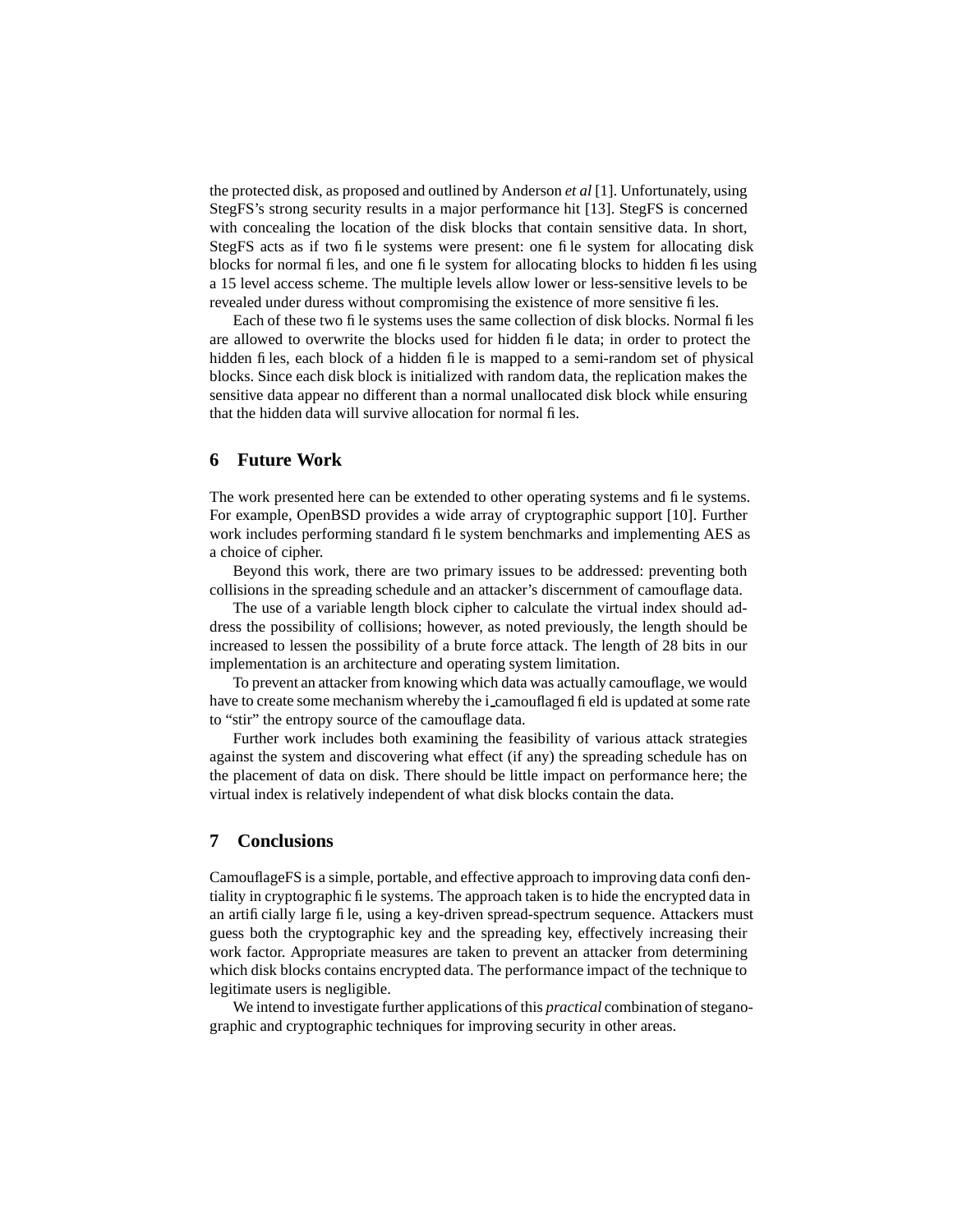the protected disk, as proposed and outlined by Anderson *et al* [1]. Unfortunately, using StegFS's strong security results in a major performance hit [13]. StegFS is concerned with concealing the location of the disk blocks that contain sensitive data. In short, StegFS acts as if two file systems were present: one file system for allocating disk blocks for normal files, and one file system for allocating blocks to hidden files using a 15 level access scheme. The multiple levels allow lower or less-sensitive levels to be revealed under duress without compromising the existence of more sensitive files.

Each of these two file systems uses the same collection of disk blocks. Normal files are allowed to overwrite the blocks used for hidden file data; in order to protect the hidden files, each block of a hidden file is mapped to a semi-random set of physical blocks. Since each disk block is initialized with random data, the replication makes the sensitive data appear no different than a normal unallocated disk block while ensuring that the hidden data will survive allocation for normal files.

## 6 Future Work

The work presented here can be extended to other operating systems and file systems. For example, OpenBSD provides a wide array of cryptographic support [10]. Further work includes performing standard file system benchmarks and implementing AES as a choice of cipher.

Beyond this work, there are two primary issues to be addressed: preventing both collisions in the spreading schedule and an attacker's discernment of camouflage data.

The use of a variable length block cipher to calculate the virtual index should address the possibility of collisions; however, as noted previously, the length should be increased to lessen the possibility of a brute force attack. The length of 28 bits in our implementation is an architecture and operating system limitation.

To prevent an attacker from knowing which data was actually camouflage, we would have to create some mechanism whereby the i_camouflaged field is updated at some rate to "stir" the entropy source of the camouflage data.

Further work includes both examining the feasibility of various attack strategies against the system and discovering what effect (if any) the spreading schedule has on the placement of data on disk. There should be little impact on performance here; the virtual index is relatively independent of what disk blocks contain the data.

## 7 Conclusions

CamouflageFS is a simple, portable, and effective approach to improving data confidentiality in cryptographic file systems. The approach taken is to hide the encrypted data in an artificially large file, using a key-driven spread-spectrum sequence. Attackers must guess both the cryptographic key and the spreading key, effectively increasing their work factor. Appropriate measures are taken to prevent an attacker from determining which disk blocks contains encrypted data. The performance impact of the technique to legitimate users is negligible.

We intend to investigate further applications of this *practical* combination of steganographic and cryptographic techniques for improving security in other areas.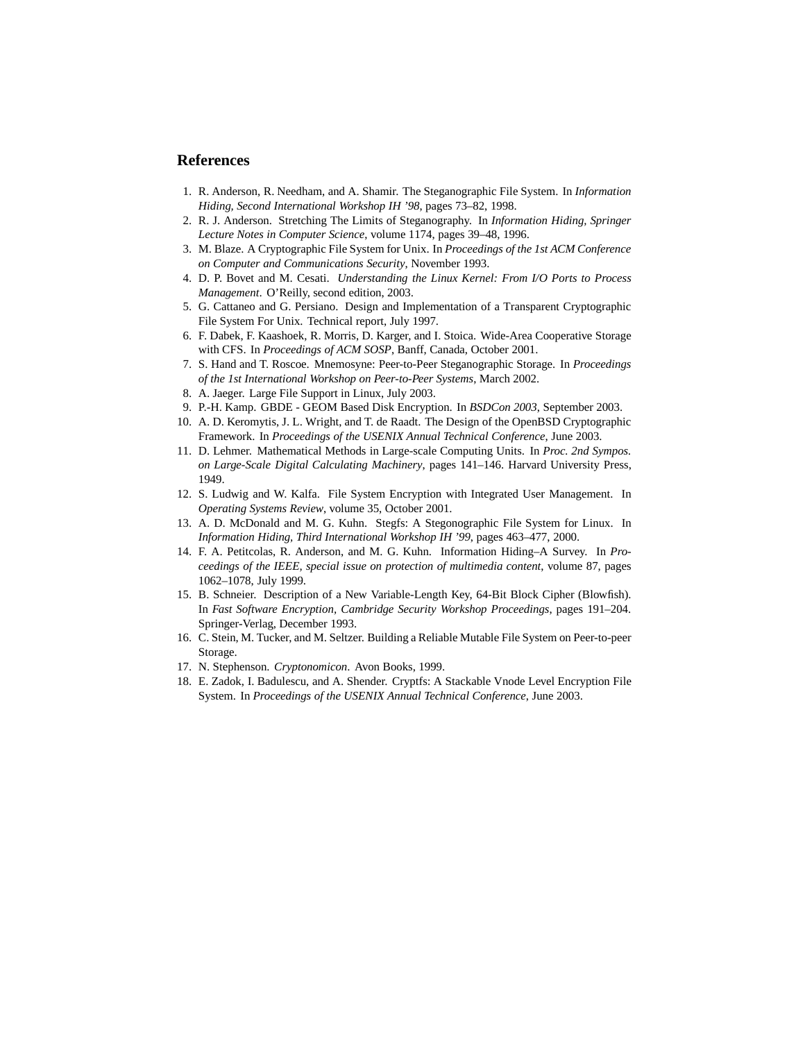## References

1. R. Anderson, R. Needham, and A. Shamir. The Steganographic File System. In *Information Hiding, Second International Workshop IH '98*, pages 73–82, 1998.
2. R. J. Anderson. Stretching The Limits of Steganography. In *Information Hiding, Springer Lecture Notes in Computer Science*, volume 1174, pages 39–48, 1996.
3. M. Blaze. A Cryptographic File System for Unix. In *Proceedings of the 1st ACM Conference on Computer and Communications Security*, November 1993.
4. D. P. Bovet and M. Cesati. *Understanding the Linux Kernel: From I/O Ports to Process Management*. O'Reilly, second edition, 2003.
5. G. Cattaneo and G. Persiano. Design and Implementation of a Transparent Cryptographic File System For Unix. Technical report, July 1997.
6. F. Dabek, F. Kaashoek, R. Morris, D. Karger, and I. Stoica. Wide-Area Cooperative Storage with CFS. In *Proceedings of ACM SOSP*, Banff, Canada, October 2001.
7. S. Hand and T. Roscoe. Mnemosyne: Peer-to-Peer Steganographic Storage. In *Proceedings of the 1st International Workshop on Peer-to-Peer Systems*, March 2002.
8. A. Jaeger. Large File Support in Linux, July 2003.
9. P.-H. Kamp. GBDE - GEOM Based Disk Encryption. In *BSDCon 2003*, September 2003.
10. A. D. Keromytis, J. L. Wright, and T. de Raadt. The Design of the OpenBSD Cryptographic Framework. In *Proceedings of the USENIX Annual Technical Conference*, June 2003.
11. D. Lehmer. Mathematical Methods in Large-scale Computing Units. In *Proc. 2nd Sympos. on Large-Scale Digital Calculating Machinery*, pages 141–146. Harvard University Press, 1949.
12. S. Ludwig and W. Kalfa. File System Encryption with Integrated User Management. In *Operating Systems Review*, volume 35, October 2001.
13. A. D. McDonald and M. G. Kuhn. Stegfs: A Stegonographic File System for Linux. In *Information Hiding, Third International Workshop IH '99*, pages 463–477, 2000.
14. F. A. Petitcolas, R. Anderson, and M. G. Kuhn. Information Hiding–A Survey. In *Proceedings of the IEEE, special issue on protection of multimedia content*, volume 87, pages 1062–1078, July 1999.
15. B. Schneier. Description of a New Variable-Length Key, 64-Bit Block Cipher (Blowfish). In *Fast Software Encryption, Cambridge Security Workshop Proceedings*, pages 191–204. Springer-Verlag, December 1993.
16. C. Stein, M. Tucker, and M. Seltzer. Building a Reliable Mutable File System on Peer-to-peer Storage.
17. N. Stephenson. *Cryptonomicon*. Avon Books, 1999.
18. E. Zadok, I. Badulescu, and A. Shender. Cryptfs: A Stackable Vnode Level Encryption File System. In *Proceedings of the USENIX Annual Technical Conference*, June 2003.